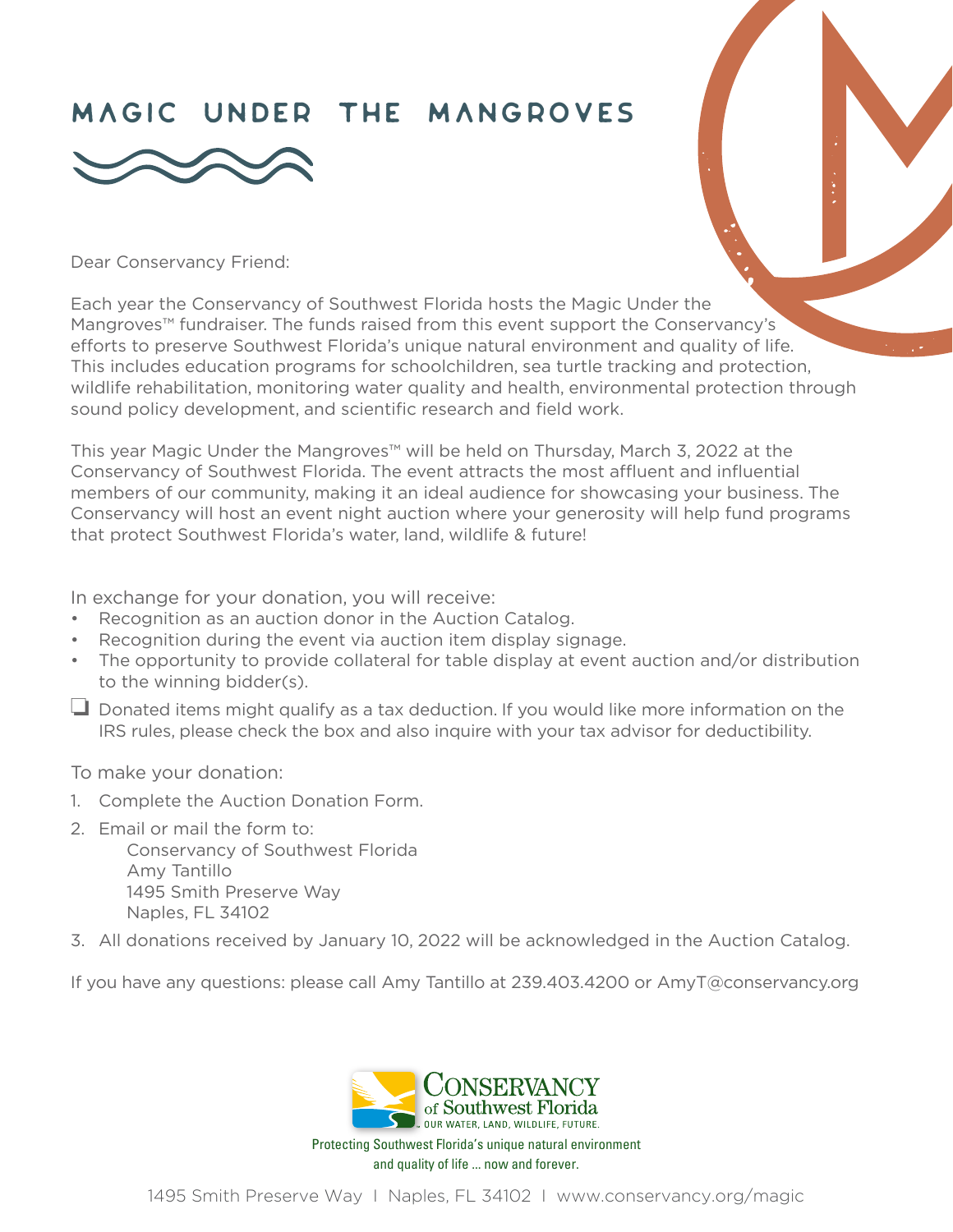# MAGIC UNDER THE MANGROVES

Dear Conservancy Friend:

Each year the Conservancy of Southwest Florida hosts the Magic Under the Mangroves™ fundraiser. The funds raised from this event support the Conservancy's efforts to preserve Southwest Florida's unique natural environment and quality of life. This includes education programs for schoolchildren, sea turtle tracking and protection, wildlife rehabilitation, monitoring water quality and health, environmental protection through sound policy development, and scientific research and field work.

This year Magic Under the Mangroves™ will be held on Thursday, March 3, 2022 at the Conservancy of Southwest Florida. The event attracts the most affluent and influential members of our community, making it an ideal audience for showcasing your business. The Conservancy will host an event night auction where your generosity will help fund programs that protect Southwest Florida's water, land, wildlife & future!

In exchange for your donation, you will receive:

- Recognition as an auction donor in the Auction Catalog.
- Recognition during the event via auction item display signage.
- The opportunity to provide collateral for table display at event auction and/or distribution to the winning bidder(s).

☐ Donated items might qualify as a tax deduction. If you would like more information on the IRS rules, please check the box and also inquire with your tax advisor for deductibility.

To make your donation:

1. Complete the Auction Donation Form.
2. Email or mail the form to:
   Conservancy of Southwest Florida
   Amy Tantillo
   1495 Smith Preserve Way
   Naples, FL 34102
3. All donations received by January 10, 2022 will be acknowledged in the Auction Catalog.

If you have any questions: please call Amy Tantillo at 239.403.4200 or AmyT@conservancy.org

CONSERVANCY of Southwest Florida
OUR WATER, LAND, WILDLIFE, FUTURE.

Protecting Southwest Florida's unique natural environment and quality of life ... now and forever.

1495 Smith Preserve Way | Naples, FL 34102 | www.conservancy.org/magic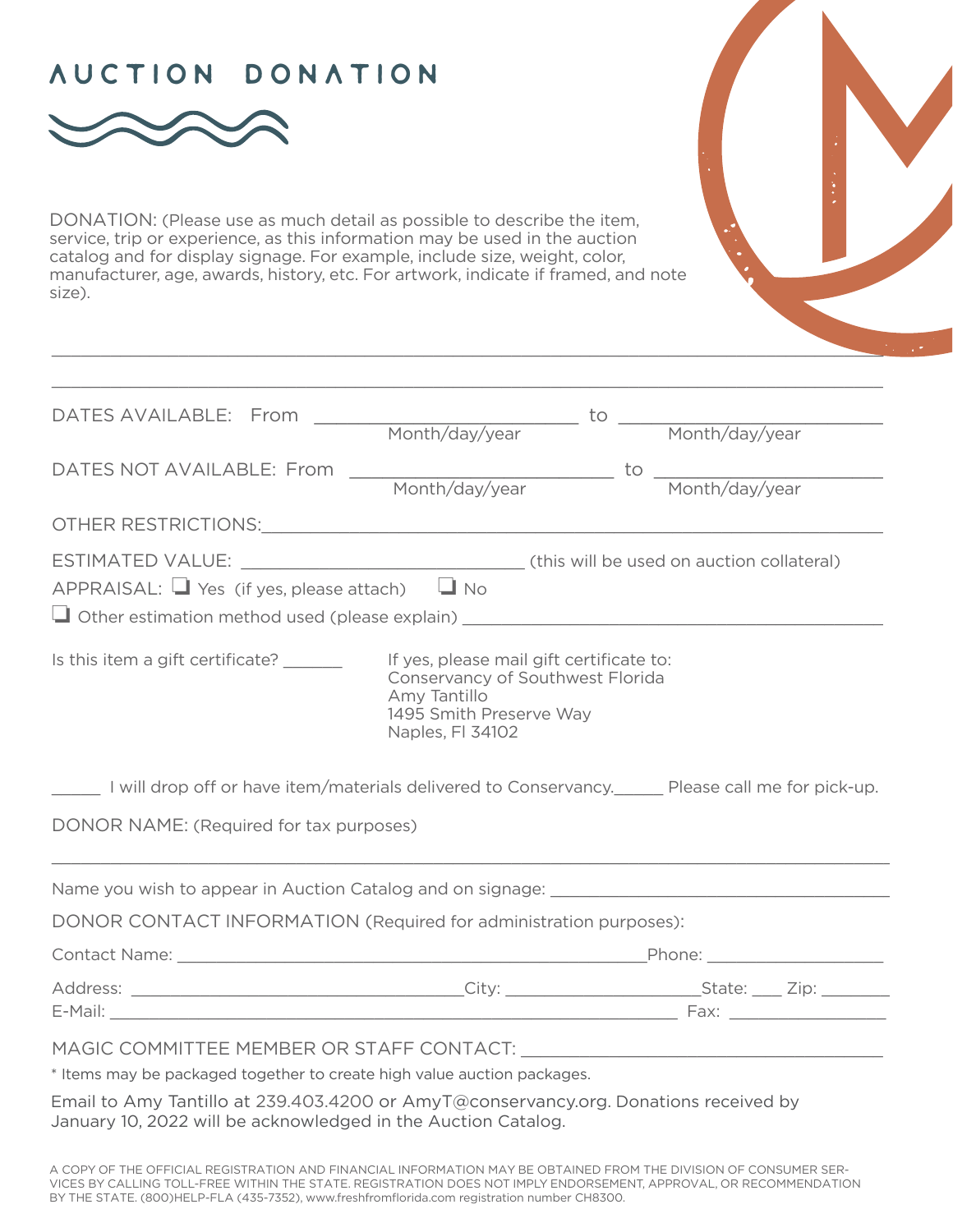# AUCTION DONATION

DONATION: (Please use as much detail as possible to describe the item, service, trip or experience, as this information may be used in the auction catalog and for display signage. For example, include size, weight, color, manufacturer, age, awards, history, etc. For artwork, indicate if framed, and note size).

\_\_\_\_\_\_\_\_\_\_\_\_\_\_\_\_\_\_\_\_\_\_\_\_\_\_\_\_\_\_\_\_\_\_\_\_\_\_\_\_\_\_\_\_\_\_\_\_\_\_\_\_\_\_\_\_\_\_\_\_\_\_\_\_

\_\_\_\_\_\_\_\_\_\_\_\_\_\_\_\_\_\_\_\_\_\_\_\_\_\_\_\_\_\_\_\_\_\_\_\_\_\_\_\_\_\_\_\_\_\_\_\_\_\_\_\_\_\_\_\_\_\_\_\_\_\_\_\_

DATES AVAILABLE: From \_\_\_\_\_\_\_\_\_\_\_\_\_\_\_\_\_\_\_\_ to \_\_\_\_\_\_\_\_\_\_\_\_\_\_\_\_\_\_\_\_
Month/day/year Month/day/year

DATES NOT AVAILABLE: From \_\_\_\_\_\_\_\_\_\_\_\_\_\_\_\_\_\_\_\_ to \_\_\_\_\_\_\_\_\_\_\_\_\_\_\_\_\_\_\_\_
Month/day/year Month/day/year

OTHER RESTRICTIONS:\_\_\_\_\_\_\_\_\_\_\_\_\_\_\_\_\_\_\_\_\_\_\_\_\_\_\_\_\_\_\_\_\_\_\_\_\_\_\_\_\_\_\_\_\_\_

ESTIMATED VALUE: \_\_\_\_\_\_\_\_\_\_\_\_\_\_\_\_\_\_\_\_\_\_\_\_\_\_ (this will be used on auction collateral)

APPRAISAL: ❑ Yes (if yes, please attach) ❑ No

❑ Other estimation method used (please explain) \_\_\_\_\_\_\_\_\_\_\_\_\_\_\_\_\_\_\_\_\_\_\_\_\_\_\_\_\_\_\_\_

Is this item a gift certificate? \_\_\_\_\_\_

If yes, please mail gift certificate to:
Conservancy of Southwest Florida
Amy Tantillo
1495 Smith Preserve Way
Naples, Fl 34102

\_\_\_\_\_ I will drop off or have item/materials delivered to Conservancy.\_\_\_\_\_ Please call me for pick-up.

DONOR NAME: (Required for tax purposes)

\_\_\_\_\_\_\_\_\_\_\_\_\_\_\_\_\_\_\_\_\_\_\_\_\_\_\_\_\_\_\_\_\_\_\_\_\_\_\_\_\_\_\_\_\_\_\_\_\_\_\_\_\_\_\_\_\_\_\_\_\_\_\_\_

Name you wish to appear in Auction Catalog and on signage: \_\_\_\_\_\_\_\_\_\_\_\_\_\_\_\_\_\_\_\_\_\_\_\_\_\_\_\_

DONOR CONTACT INFORMATION (Required for administration purposes):

Contact Name: \_\_\_\_\_\_\_\_\_\_\_\_\_\_\_\_\_\_\_\_\_\_\_\_\_\_\_\_\_\_\_\_\_\_\_\_\_\_\_\_Phone: \_\_\_\_\_\_\_\_\_\_\_\_\_\_\_

Address: \_\_\_\_\_\_\_\_\_\_\_\_\_\_\_\_\_\_\_\_\_\_\_\_\_\_\_\_\_City: \_\_\_\_\_\_\_\_\_\_\_\_\_\_\_\_\_\_State: \_\_\_ Zip: \_\_\_\_\_\_\_

E-Mail: \_\_\_\_\_\_\_\_\_\_\_\_\_\_\_\_\_\_\_\_\_\_\_\_\_\_\_\_\_\_\_\_\_\_\_\_\_\_\_\_\_\_\_\_\_\_\_\_\_\_\_\_ Fax: \_\_\_\_\_\_\_\_\_\_\_\_\_\_\_

MAGIC COMMITTEE MEMBER OR STAFF CONTACT: \_\_\_\_\_\_\_\_\_\_\_\_\_\_\_\_\_\_\_\_\_\_\_\_\_\_\_\_\_\_\_\_

* Items may be packaged together to create high value auction packages.

Email to Amy Tantillo at 239.403.4200 or AmyT@conservancy.org. Donations received by January 10, 2022 will be acknowledged in the Auction Catalog.

A COPY OF THE OFFICIAL REGISTRATION AND FINANCIAL INFORMATION MAY BE OBTAINED FROM THE DIVISION OF CONSUMER SERVICES BY CALLING TOLL-FREE WITHIN THE STATE. REGISTRATION DOES NOT IMPLY ENDORSEMENT, APPROVAL, OR RECOMMENDATION BY THE STATE. (800)HELP-FLA (435-7352), www.freshfromflorida.com registration number CH8300.